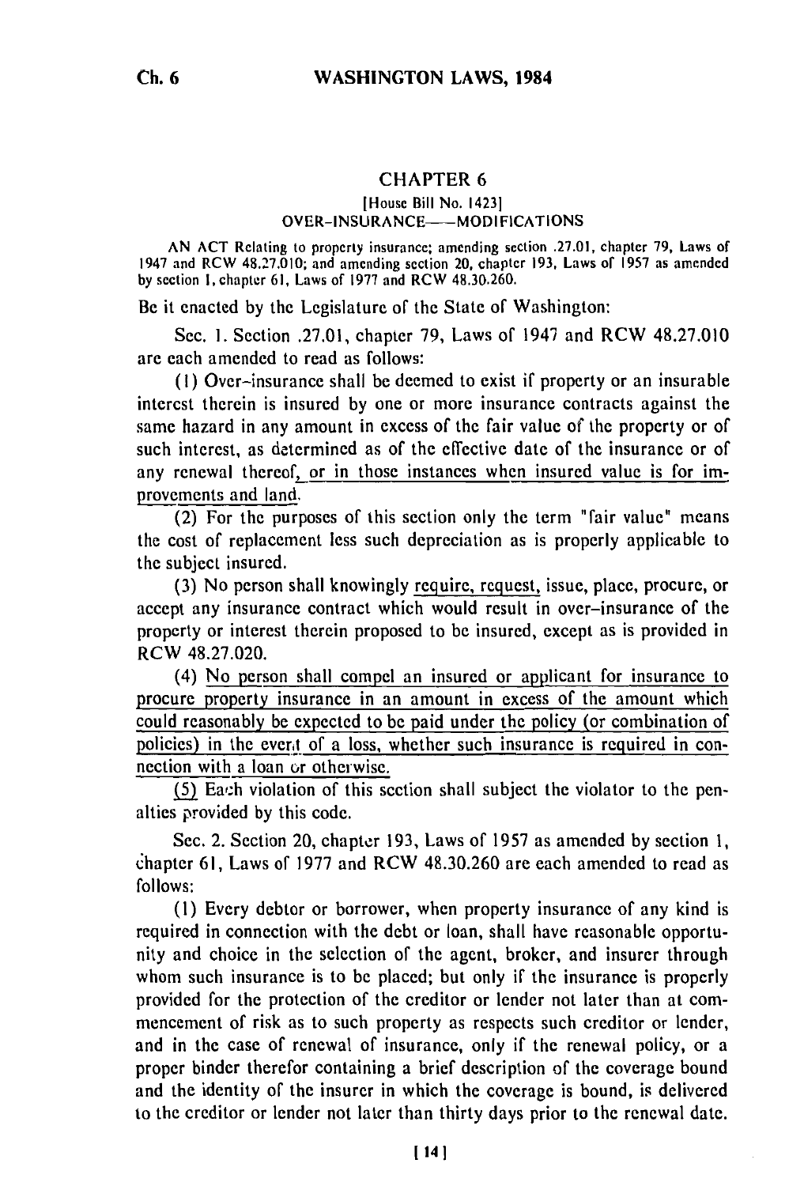# CHAPTER 6

[House Bill No. 1423]

OVER-INSURANCE—MODIFICATIONS

AN ACT Relating to property insurance; amending section .27.01, chapter 79, Laws of 1947 and RCW 48.27.010; and amending section 20, chapter 193, Laws of 1957 as amended by section 1, chapter 61, Laws of 1977 and RCW 48.30.260.

Be it enacted by the Legislature of the State of Washington:

Sec. 1. Section .27.01, chapter 79, Laws of 1947 and RCW 48.27.010 are each amended to read as follows:

(1) Over-insurance shall be deemed to exist if property or an insurable interest therein is insured by one or more insurance contracts against the same hazard in any amount in excess of the fair value of the property or of such interest, as determined as of the effective date of the insurance or of any renewal thereof, or in those instances when insured value is for improvements and land.

(2) For the purposes of this section only the term "fair value" means the cost of replacement less such depreciation as is properly applicable to the subject insured.

(3) No person shall knowingly require, request, issue, place, procure, or accept any insurance contract which would result in over-insurance of the property or interest therein proposed to be insured, except as is provided in RCW 48.27.020.

(4) No person shall compel an insured or applicant for insurance to procure property insurance in an amount in excess of the amount which could reasonably be expected to be paid under the policy (or combination of policies) in the event of a loss, whether such insurance is required in connection with a loan or otherwise.

(5) Each violation of this section shall subject the violator to the penalties provided by this code.

Sec. 2. Section 20, chapter 193, Laws of 1957 as amended by section 1, chapter 61, Laws of 1977 and RCW 48.30.260 are each amended to read as follows:

(1) Every debtor or borrower, when property insurance of any kind is required in connection with the debt or loan, shall have reasonable opportunity and choice in the selection of the agent, broker, and insurer through whom such insurance is to be placed; but only if the insurance is properly provided for the protection of the creditor or lender not later than at commencement of risk as to such property as respects such creditor or lender, and in the case of renewal of insurance, only if the renewal policy, or a proper binder therefor containing a brief description of the coverage bound and the identity of the insurer in which the coverage is bound, is delivered to the creditor or lender not later than thirty days prior to the renewal date.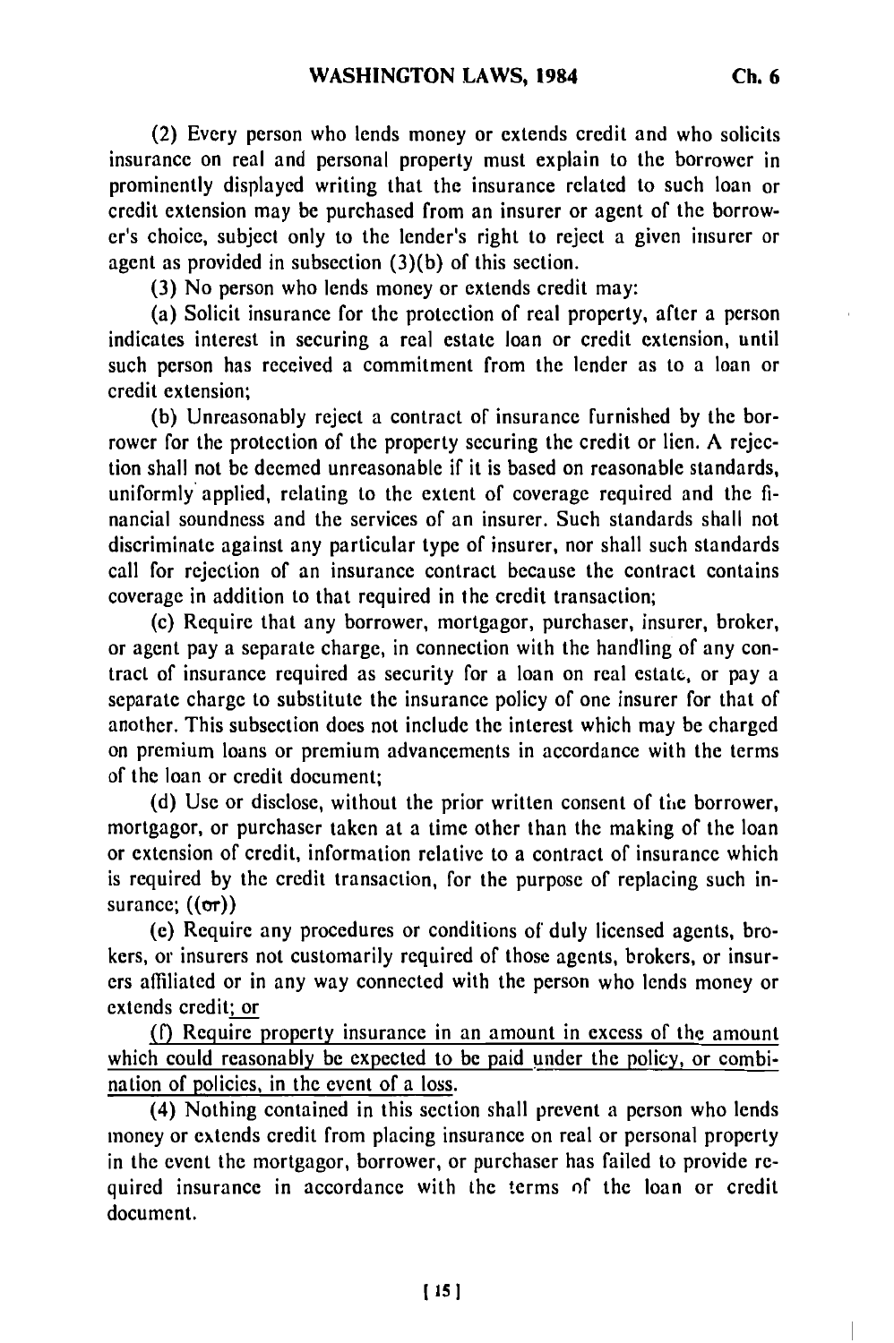(2) Every person who lends money or extends credit and who solicits insurance on real and personal property must explain to the borrower in prominently displayed writing that the insurance related to such loan or credit extension may be purchased from an insurer or agent of the borrower's choice, subject only to the lender's right to reject a given insurer or agent as provided in subsection (3)(b) of this section.

(3) No person who lends money or extends credit may:

(a) Solicit insurance for the protection of real property, after a person indicates interest in securing a real estate loan or credit extension, until such person has received a commitment from the lender as to a loan or credit extension;

(b) Unreasonably reject a contract of insurance furnished by the borrower for the protection of the property securing the credit or lien. A rejection shall not be deemed unreasonable if it is based on reasonable standards, uniformly applied, relating to the extent of coverage required and the financial soundness and the services of an insurer. Such standards shall not discriminate against any particular type of insurer, nor shall such standards call for rejection of an insurance contract because the contract contains coverage in addition to that required in the credit transaction;

(c) Require that any borrower, mortgagor, purchaser, insurer, broker, or agent pay a separate charge, in connection with the handling of any contract of insurance required as security for a loan on real estate, or pay a separate charge to substitute the insurance policy of one insurer for that of another. This subsection does not include the interest which may be charged on premium loans or premium advancements in accordance with the terms of the loan or credit document;

(d) Use or disclose, without the prior written consent of the borrower, mortgagor, or purchaser taken at a time other than the making of the loan or extension of credit, information relative to a contract of insurance which is required by the credit transaction, for the purpose of replacing such insurance; ((~~or~~))

(e) Require any procedures or conditions of duly licensed agents, brokers, or insurers not customarily required of those agents, brokers, or insurers affiliated or in any way connected with the person who lends money or extends credit; or

(f) Require property insurance in an amount in excess of the amount which could reasonably be expected to be paid under the policy, or combination of policies, in the event of a loss.

(4) Nothing contained in this section shall prevent a person who lends money or extends credit from placing insurance on real or personal property in the event the mortgagor, borrower, or purchaser has failed to provide required insurance in accordance with the terms of the loan or credit document.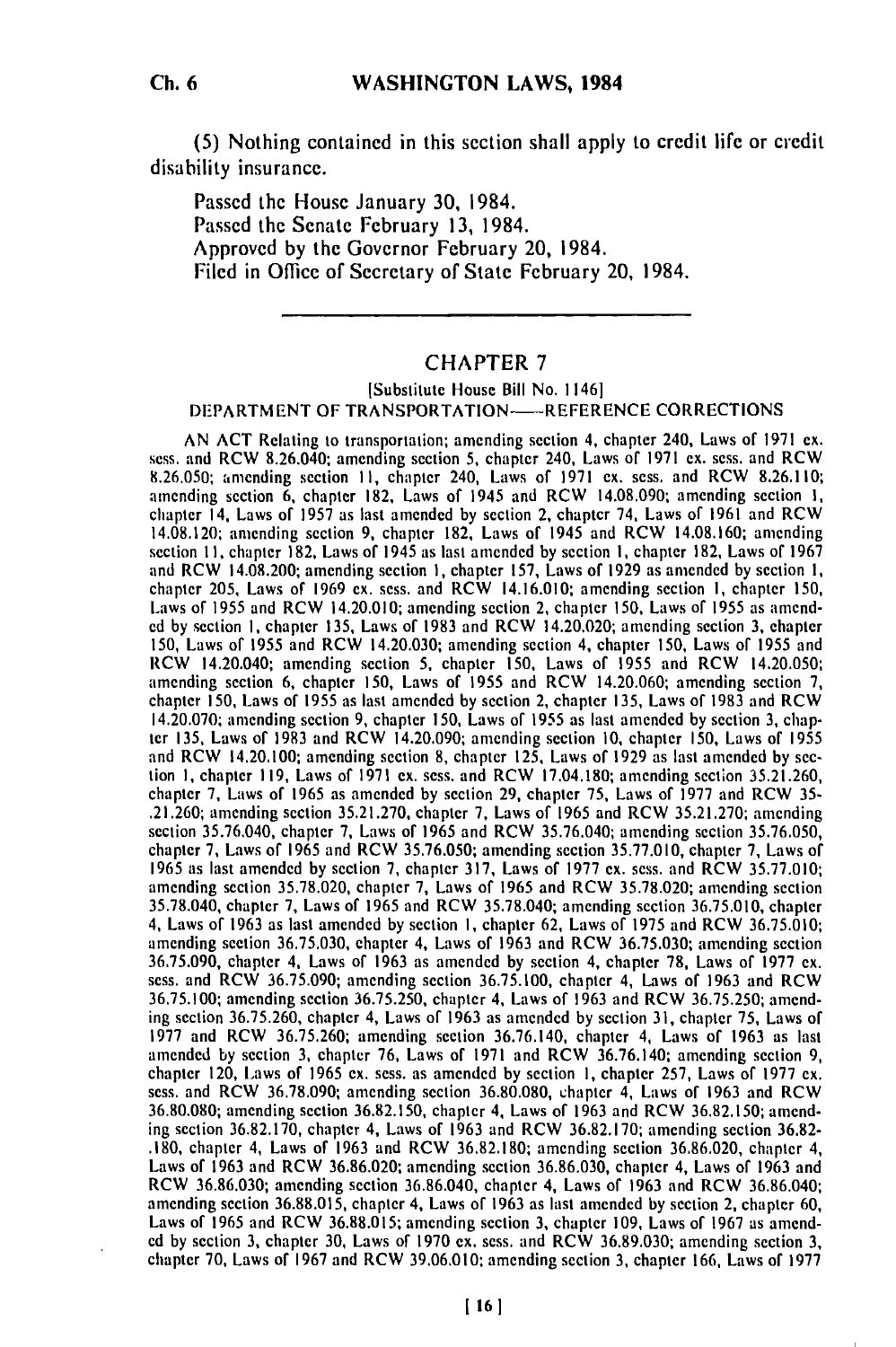(5) Nothing contained in this section shall apply to credit life or credit disability insurance.

Passed the House January 30, 1984.
Passed the Senate February 13, 1984.
Approved by the Governor February 20, 1984.
Filed in Office of Secretary of State February 20, 1984.

---

## CHAPTER 7

[Substitute House Bill No. 1146]

DEPARTMENT OF TRANSPORTATION——REFERENCE CORRECTIONS

AN ACT Relating to transportation; amending section 4, chapter 240, Laws of 1971 ex. sess. and RCW 8.26.040; amending section 5, chapter 240, Laws of 1971 ex. sess. and RCW 8.26.050; amending section 11, chapter 240, Laws of 1971 ex. sess. and RCW 8.26.110; amending section 6, chapter 182, Laws of 1945 and RCW 14.08.090; amending section 1, chapter 14, Laws of 1957 as last amended by section 2, chapter 74, Laws of 1961 and RCW 14.08.120; amending section 9, chapter 182, Laws of 1945 and RCW 14.08.160; amending section 11, chapter 182, Laws of 1945 as last amended by section 1, chapter 182, Laws of 1967 and RCW 14.08.200; amending section 1, chapter 157, Laws of 1929 as amended by section 1, chapter 205, Laws of 1969 ex. sess. and RCW 14.16.010; amending section 1, chapter 150, Laws of 1955 and RCW 14.20.010; amending section 2, chapter 150, Laws of 1955 as amended by section 1, chapter 135, Laws of 1983 and RCW 14.20.020; amending section 3, chapter 150, Laws of 1955 and RCW 14.20.030; amending section 4, chapter 150, Laws of 1955 and RCW 14.20.040; amending section 5, chapter 150, Laws of 1955 and RCW 14.20.050; amending section 6, chapter 150, Laws of 1955 and RCW 14.20.060; amending section 7, chapter 150, Laws of 1955 as last amended by section 2, chapter 135, Laws of 1983 and RCW 14.20.070; amending section 9, chapter 150, Laws of 1955 as last amended by section 3, chapter 135, Laws of 1983 and RCW 14.20.090; amending section 10, chapter 150, Laws of 1955 and RCW 14.20.100; amending section 8, chapter 125, Laws of 1929 as last amended by section 1, chapter 119, Laws of 1971 ex. sess. and RCW 17.04.180; amending section 35.21.260, chapter 7, Laws of 1965 as amended by section 29, chapter 75, Laws of 1977 and RCW 35-.21.260; amending section 35.21.270, chapter 7, Laws of 1965 and RCW 35.21.270; amending section 35.76.040, chapter 7, Laws of 1965 and RCW 35.76.040; amending section 35.76.050, chapter 7, Laws of 1965 and RCW 35.76.050; amending section 35.77.010, chapter 7, Laws of 1965 as last amended by section 7, chapter 317, Laws of 1977 ex. sess. and RCW 35.77.010; amending section 35.78.020, chapter 7, Laws of 1965 and RCW 35.78.020; amending section 35.78.040, chapter 7, Laws of 1965 and RCW 35.78.040; amending section 36.75.010, chapter 4, Laws of 1963 as last amended by section 1, chapter 62, Laws of 1975 and RCW 36.75.010; amending section 36.75.030, chapter 4, Laws of 1963 and RCW 36.75.030; amending section 36.75.090, chapter 4, Laws of 1963 as amended by section 4, chapter 78, Laws of 1977 ex. sess. and RCW 36.75.090; amending section 36.75.100, chapter 4, Laws of 1963 and RCW 36.75.100; amending section 36.75.250, chapter 4, Laws of 1963 and RCW 36.75.250; amending section 36.75.260, chapter 4, Laws of 1963 as amended by section 31, chapter 75, Laws of 1977 and RCW 36.75.260; amending section 36.76.140, chapter 4, Laws of 1963 as last amended by section 3, chapter 76, Laws of 1971 and RCW 36.76.140; amending section 9, chapter 120, Laws of 1965 ex. sess. as amended by section 1, chapter 257, Laws of 1977 ex. sess. and RCW 36.78.090; amending section 36.80.080, chapter 4, Laws of 1963 and RCW 36.80.080; amending section 36.82.150, chapter 4, Laws of 1963 and RCW 36.82.150; amending section 36.82.170, chapter 4, Laws of 1963 and RCW 36.82.170; amending section 36.82-.180, chapter 4, Laws of 1963 and RCW 36.82.180; amending section 36.86.020, chapter 4, Laws of 1963 and RCW 36.86.020; amending section 36.86.030, chapter 4, Laws of 1963 and RCW 36.86.030; amending section 36.86.040, chapter 4, Laws of 1963 and RCW 36.86.040; amending section 36.88.015, chapter 4, Laws of 1963 as last amended by section 2, chapter 60, Laws of 1965 and RCW 36.88.015; amending section 3, chapter 109, Laws of 1967 as amended by section 3, chapter 30, Laws of 1970 ex. sess. and RCW 36.89.030; amending section 3, chapter 70, Laws of 1967 and RCW 39.06.010; amending section 3, chapter 166, Laws of 1977